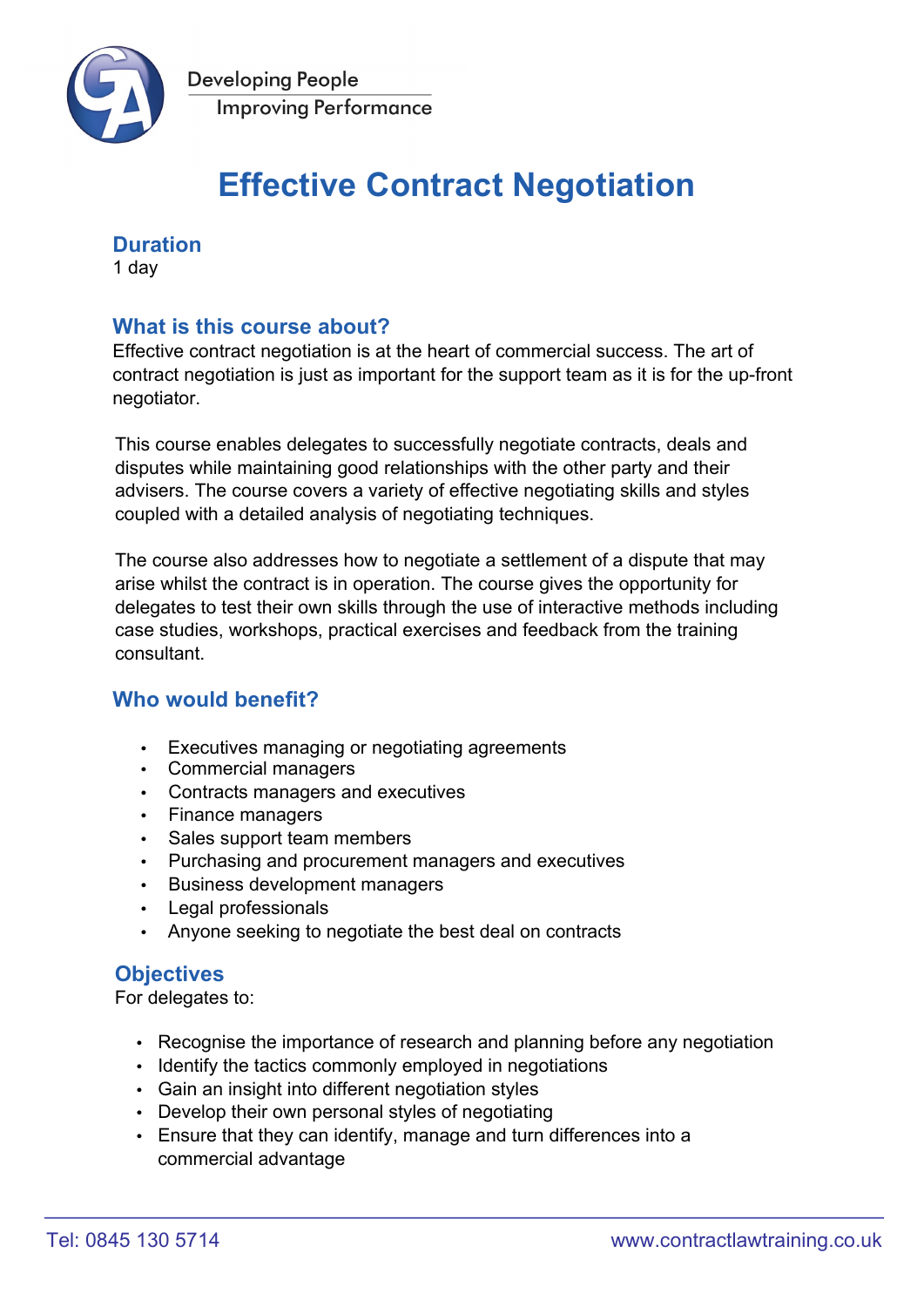Developing People
Improving Performance

# Effective Contract Negotiation

## Duration

1 day

## What is this course about?

Effective contract negotiation is at the heart of commercial success. The art of contract negotiation is just as important for the support team as it is for the up-front negotiator.

This course enables delegates to successfully negotiate contracts, deals and disputes while maintaining good relationships with the other party and their advisers. The course covers a variety of effective negotiating skills and styles coupled with a detailed analysis of negotiating techniques.

The course also addresses how to negotiate a settlement of a dispute that may arise whilst the contract is in operation. The course gives the opportunity for delegates to test their own skills through the use of interactive methods including case studies, workshops, practical exercises and feedback from the training consultant.

## Who would benefit?

- Executives managing or negotiating agreements
- Commercial managers
- Contracts managers and executives
- Finance managers
- Sales support team members
- Purchasing and procurement managers and executives
- Business development managers
- Legal professionals
- Anyone seeking to negotiate the best deal on contracts

## Objectives

For delegates to:

- Recognise the importance of research and planning before any negotiation
- Identify the tactics commonly employed in negotiations
- Gain an insight into different negotiation styles
- Develop their own personal styles of negotiating
- Ensure that they can identify, manage and turn differences into a commercial advantage

Tel: 0845 130 5714 www.contractlawtraining.co.uk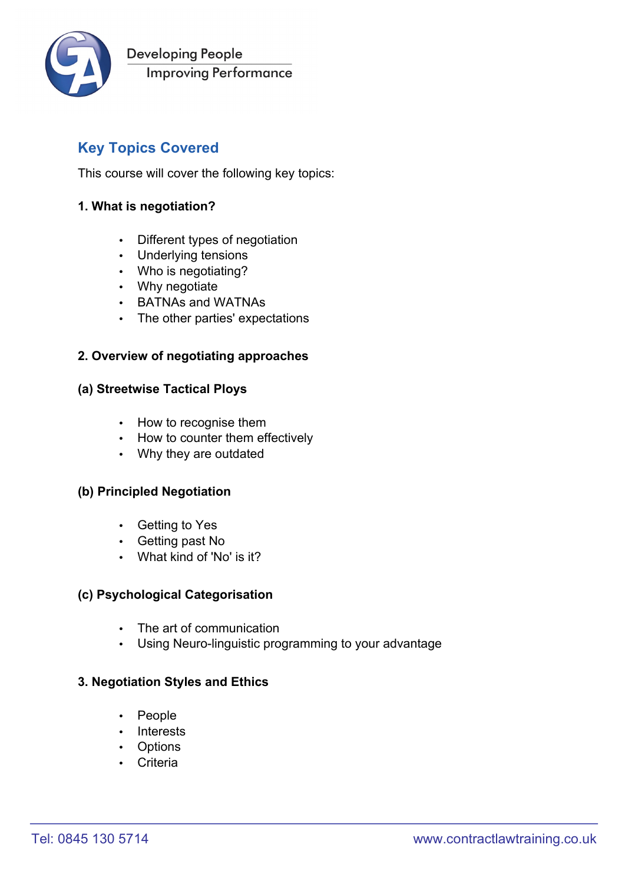## Key Topics Covered

This course will cover the following key topics:

**1. What is negotiation?**

- Different types of negotiation
- Underlying tensions
- Who is negotiating?
- Why negotiate
- BATNAs and WATNAs
- The other parties' expectations

**2. Overview of negotiating approaches**

**(a) Streetwise Tactical Ploys**

- How to recognise them
- How to counter them effectively
- Why they are outdated

**(b) Principled Negotiation**

- Getting to Yes
- Getting past No
- What kind of 'No' is it?

**(c) Psychological Categorisation**

- The art of communication
- Using Neuro-linguistic programming to your advantage

**3. Negotiation Styles and Ethics**

- People
- Interests
- Options
- Criteria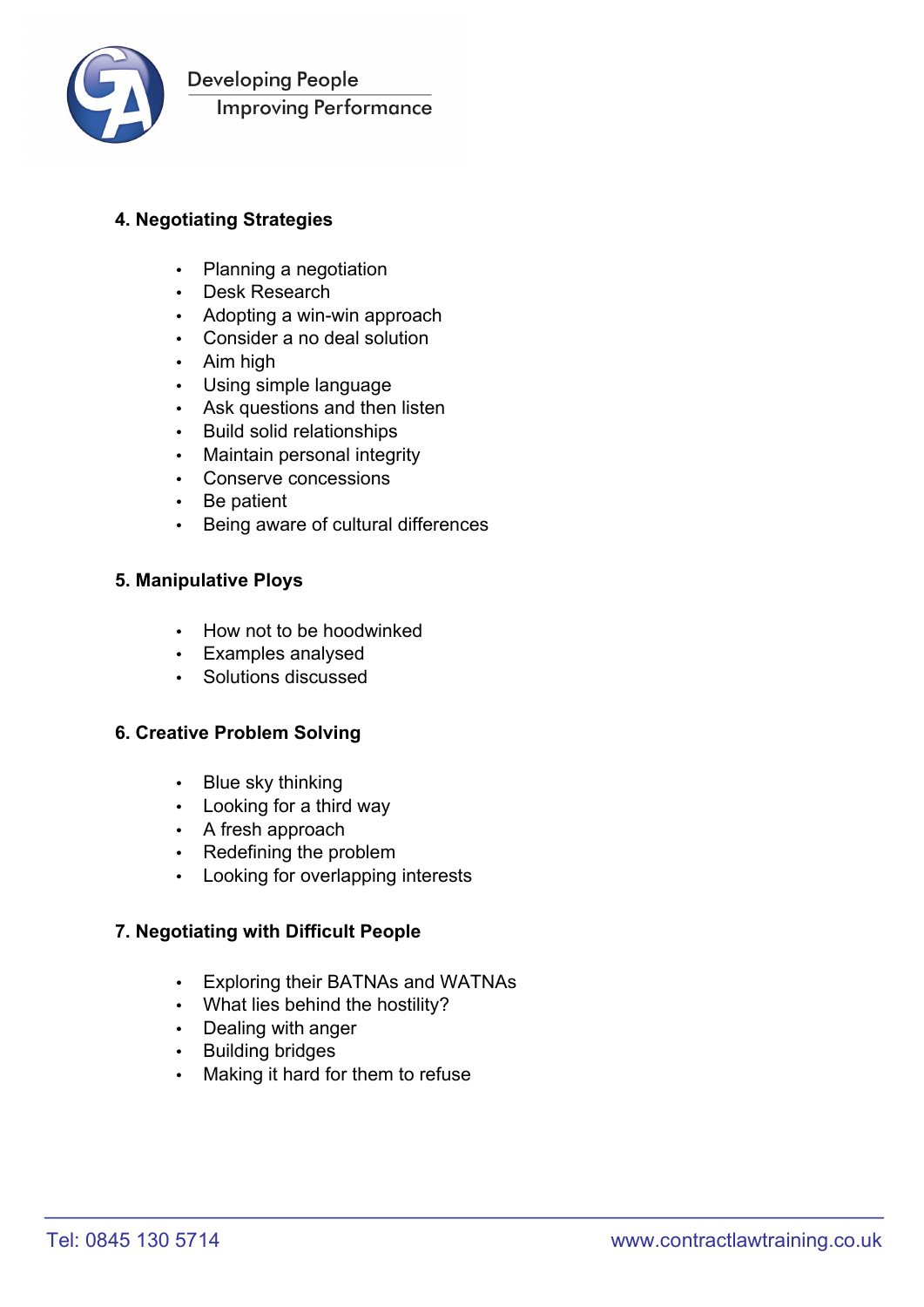## 4. Negotiating Strategies

- Planning a negotiation
- Desk Research
- Adopting a win-win approach
- Consider a no deal solution
- Aim high
- Using simple language
- Ask questions and then listen
- Build solid relationships
- Maintain personal integrity
- Conserve concessions
- Be patient
- Being aware of cultural differences

## 5. Manipulative Ploys

- How not to be hoodwinked
- Examples analysed
- Solutions discussed

## 6. Creative Problem Solving

- Blue sky thinking
- Looking for a third way
- A fresh approach
- Redefining the problem
- Looking for overlapping interests

## 7. Negotiating with Difficult People

- Exploring their BATNAs and WATNAs
- What lies behind the hostility?
- Dealing with anger
- Building bridges
- Making it hard for them to refuse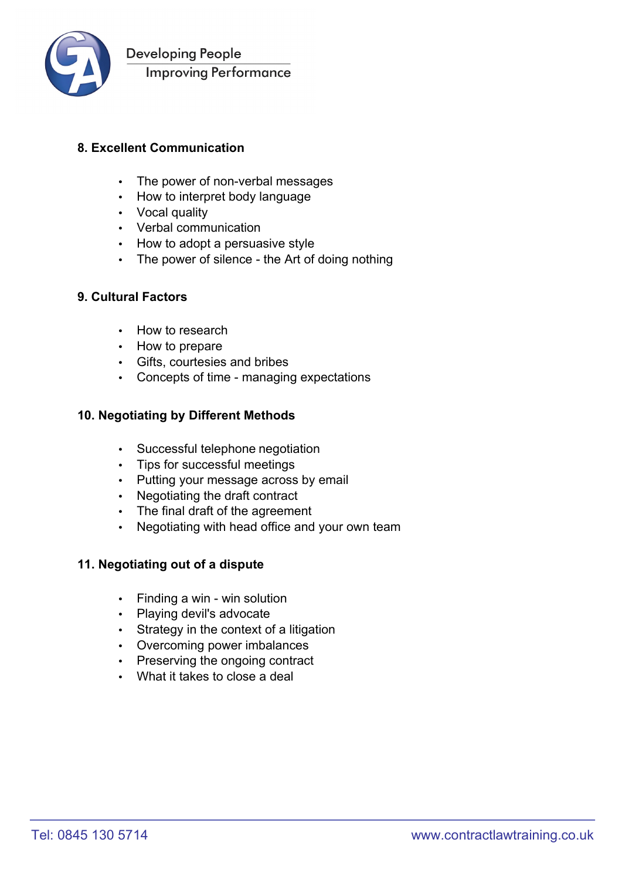### 8. Excellent Communication

- The power of non-verbal messages
- How to interpret body language
- Vocal quality
- Verbal communication
- How to adopt a persuasive style
- The power of silence - the Art of doing nothing

### 9. Cultural Factors

- How to research
- How to prepare
- Gifts, courtesies and bribes
- Concepts of time - managing expectations

### 10. Negotiating by Different Methods

- Successful telephone negotiation
- Tips for successful meetings
- Putting your message across by email
- Negotiating the draft contract
- The final draft of the agreement
- Negotiating with head office and your own team

### 11. Negotiating out of a dispute

- Finding a win - win solution
- Playing devil's advocate
- Strategy in the context of a litigation
- Overcoming power imbalances
- Preserving the ongoing contract
- What it takes to close a deal